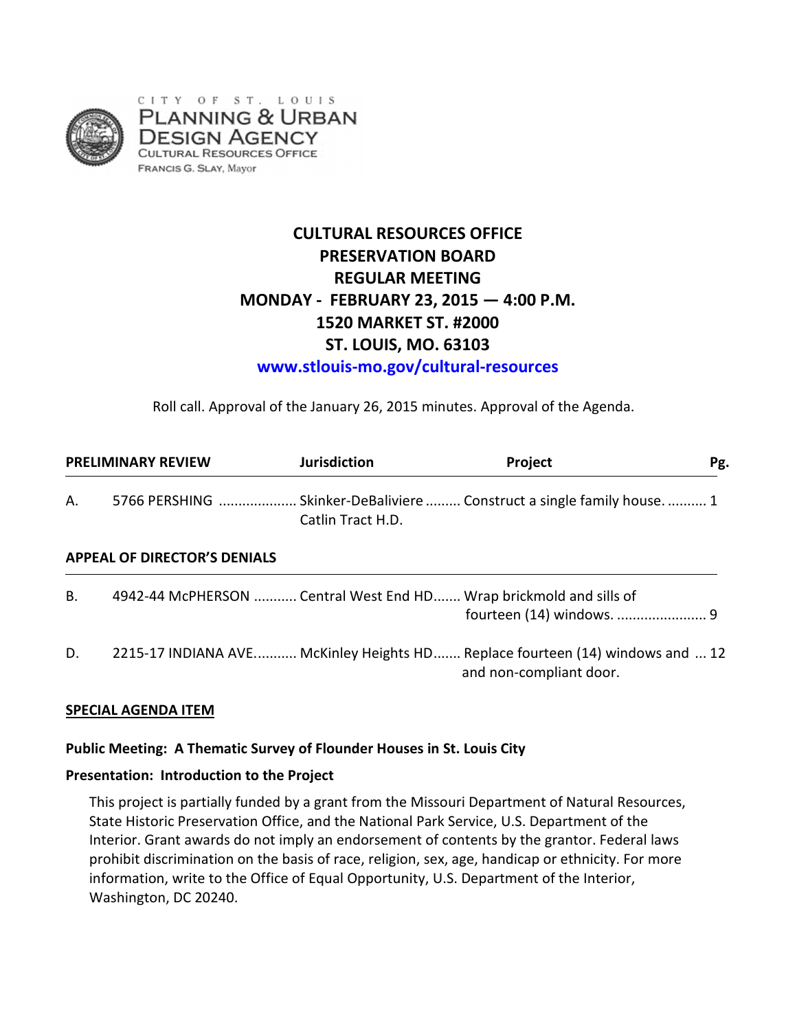CITY OF ST. LOUIS
PLANNING & URBAN DESIGN AGENCY
CULTURAL RESOURCES OFFICE
FRANCIS G. SLAY, Mayor

# CULTURAL RESOURCES OFFICE
# PRESERVATION BOARD
# REGULAR MEETING
# MONDAY - FEBRUARY 23, 2015 — 4:00 P.M.
# 1520 MARKET ST. #2000
# ST. LOUIS, MO. 63103

**www.stlouis-mo.gov/cultural-resources**

Roll call. Approval of the January 26, 2015 minutes. Approval of the Agenda.

| PRELIMINARY REVIEW | | Jurisdiction | Project | Pg. |
|---|---|---|---|---|
| A. | 5766 PERSHING | Skinker-DeBaliviere Catlin Tract H.D. | Construct a single family house. | 1 |
| **APPEAL OF DIRECTOR'S DENIALS** | | | | |
| B. | 4942-44 McPHERSON | Central West End HD | Wrap brickmold and sills of fourteen (14) windows. | 9 |
| D. | 2215-17 INDIANA AVE. | McKinley Heights HD | Replace fourteen (14) windows and and non-compliant door. | 12 |

**SPECIAL AGENDA ITEM**

**Public Meeting: A Thematic Survey of Flounder Houses in St. Louis City**

**Presentation: Introduction to the Project**

This project is partially funded by a grant from the Missouri Department of Natural Resources, State Historic Preservation Office, and the National Park Service, U.S. Department of the Interior. Grant awards do not imply an endorsement of contents by the grantor. Federal laws prohibit discrimination on the basis of race, religion, sex, age, handicap or ethnicity. For more information, write to the Office of Equal Opportunity, U.S. Department of the Interior, Washington, DC 20240.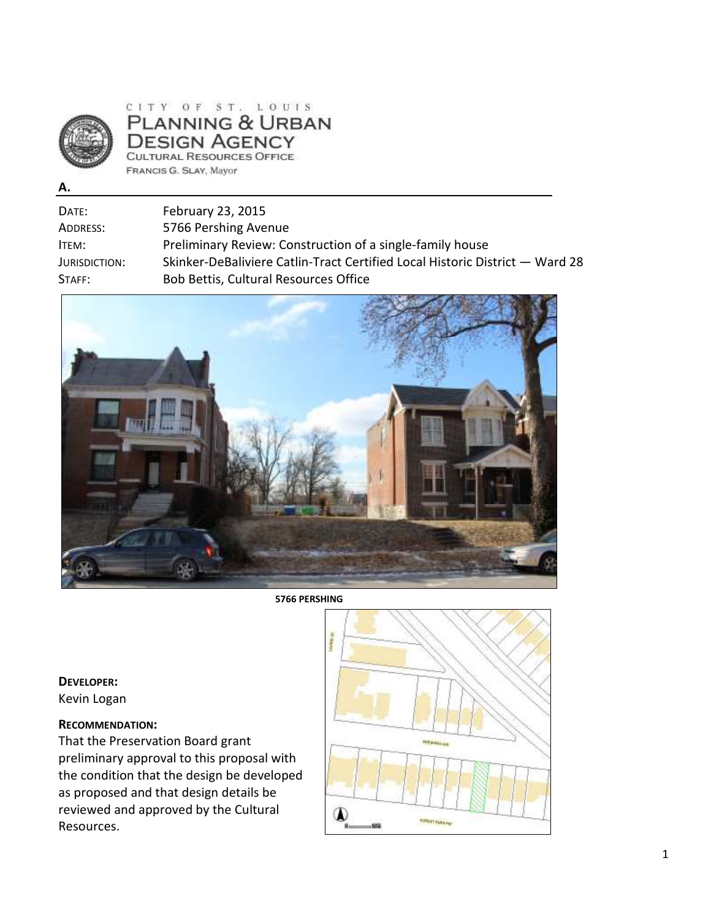CITY OF ST. LOUIS
PLANNING & URBAN DESIGN AGENCY
CULTURAL RESOURCES OFFICE
FRANCIS G. SLAY, Mayor

**A.**

| | |
|---|---|
| DATE: | February 23, 2015 |
| ADDRESS: | 5766 Pershing Avenue |
| ITEM: | Preliminary Review: Construction of a single-family house |
| JURISDICTION: | Skinker-DeBaliviere Catlin-Tract Certified Local Historic District — Ward 28 |
| STAFF: | Bob Bettis, Cultural Resources Office |

**5766 PERSHING**

**DEVELOPER:**
Kevin Logan

**RECOMMENDATION:**
That the Preservation Board grant preliminary approval to this proposal with the condition that the design be developed as proposed and that design details be reviewed and approved by the Cultural Resources.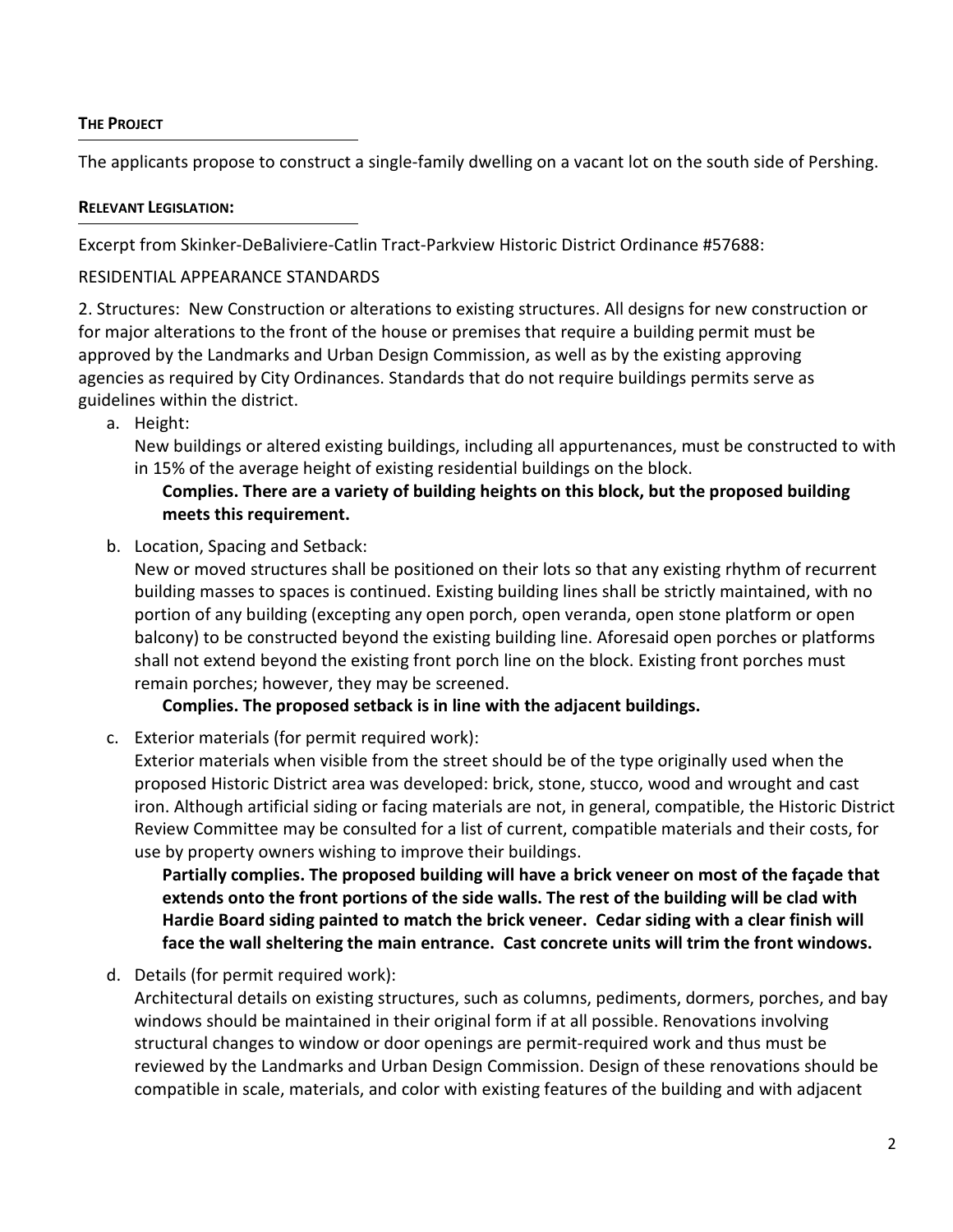**THE PROJECT**

The applicants propose to construct a single-family dwelling on a vacant lot on the south side of Pershing.

**RELEVANT LEGISLATION:**

Excerpt from Skinker-DeBaliviere-Catlin Tract-Parkview Historic District Ordinance #57688:

RESIDENTIAL APPEARANCE STANDARDS

2. Structures: New Construction or alterations to existing structures. All designs for new construction or for major alterations to the front of the house or premises that require a building permit must be approved by the Landmarks and Urban Design Commission, as well as by the existing approving agencies as required by City Ordinances. Standards that do not require buildings permits serve as guidelines within the district.

   a. Height:
   New buildings or altered existing buildings, including all appurtenances, must be constructed to with in 15% of the average height of existing residential buildings on the block.

      **Complies. There are a variety of building heights on this block, but the proposed building meets this requirement.**

   b. Location, Spacing and Setback:
   New or moved structures shall be positioned on their lots so that any existing rhythm of recurrent building masses to spaces is continued. Existing building lines shall be strictly maintained, with no portion of any building (excepting any open porch, open veranda, open stone platform or open balcony) to be constructed beyond the existing building line. Aforesaid open porches or platforms shall not extend beyond the existing front porch line on the block. Existing front porches must remain porches; however, they may be screened.

      **Complies. The proposed setback is in line with the adjacent buildings.**

   c. Exterior materials (for permit required work):
   Exterior materials when visible from the street should be of the type originally used when the proposed Historic District area was developed: brick, stone, stucco, wood and wrought and cast iron. Although artificial siding or facing materials are not, in general, compatible, the Historic District Review Committee may be consulted for a list of current, compatible materials and their costs, for use by property owners wishing to improve their buildings.

      **Partially complies. The proposed building will have a brick veneer on most of the façade that extends onto the front portions of the side walls. The rest of the building will be clad with Hardie Board siding painted to match the brick veneer. Cedar siding with a clear finish will face the wall sheltering the main entrance. Cast concrete units will trim the front windows.**

   d. Details (for permit required work):
   Architectural details on existing structures, such as columns, pediments, dormers, porches, and bay windows should be maintained in their original form if at all possible. Renovations involving structural changes to window or door openings are permit-required work and thus must be reviewed by the Landmarks and Urban Design Commission. Design of these renovations should be compatible in scale, materials, and color with existing features of the building and with adjacent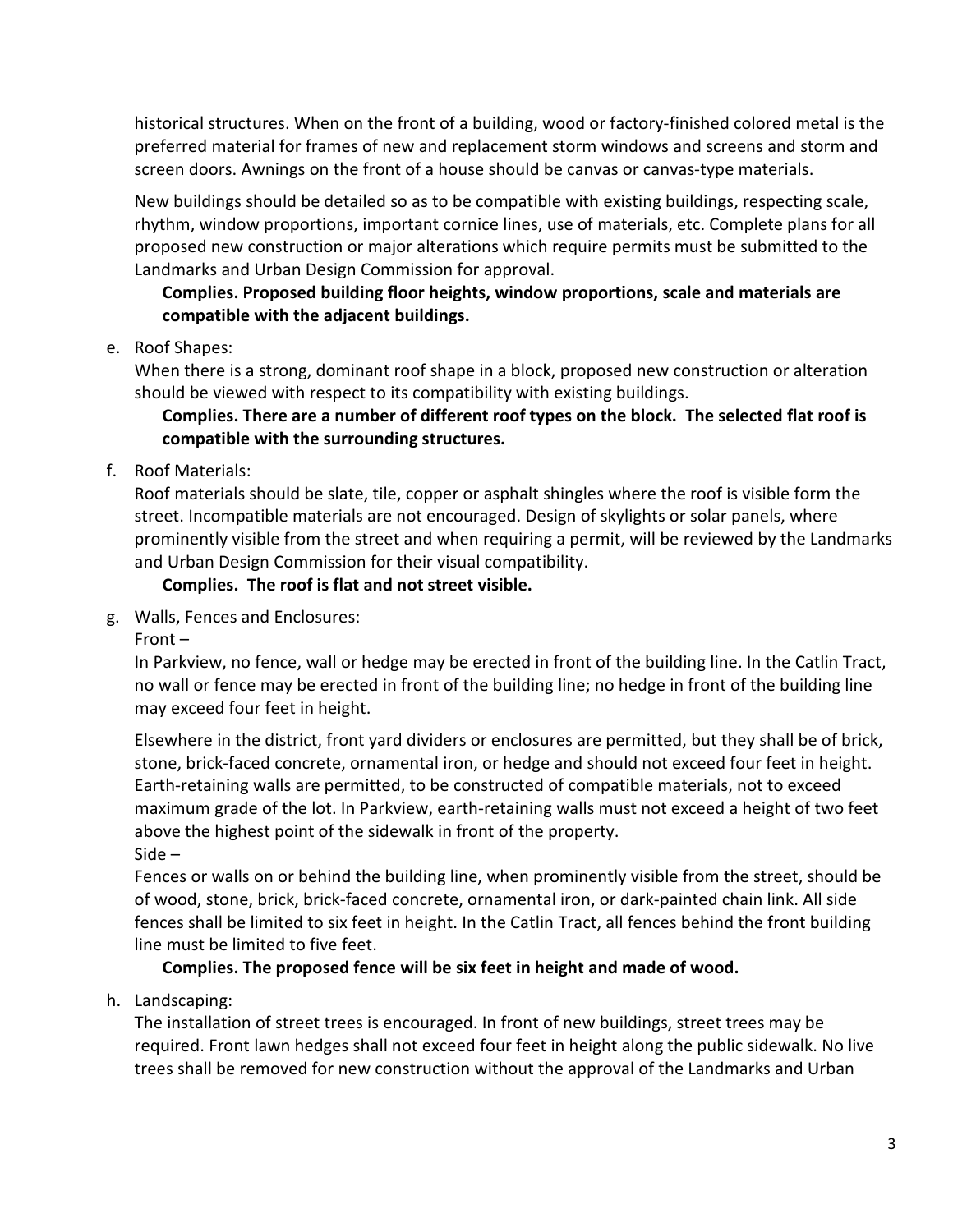historical structures. When on the front of a building, wood or factory-finished colored metal is the preferred material for frames of new and replacement storm windows and screens and storm and screen doors. Awnings on the front of a house should be canvas or canvas-type materials.

New buildings should be detailed so as to be compatible with existing buildings, respecting scale, rhythm, window proportions, important cornice lines, use of materials, etc. Complete plans for all proposed new construction or major alterations which require permits must be submitted to the Landmarks and Urban Design Commission for approval.

**Complies. Proposed building floor heights, window proportions, scale and materials are compatible with the adjacent buildings.**

e. Roof Shapes:
When there is a strong, dominant roof shape in a block, proposed new construction or alteration should be viewed with respect to its compatibility with existing buildings.

**Complies. There are a number of different roof types on the block. The selected flat roof is compatible with the surrounding structures.**

f. Roof Materials:
Roof materials should be slate, tile, copper or asphalt shingles where the roof is visible form the street. Incompatible materials are not encouraged. Design of skylights or solar panels, where prominently visible from the street and when requiring a permit, will be reviewed by the Landmarks and Urban Design Commission for their visual compatibility.

**Complies. The roof is flat and not street visible.**

g. Walls, Fences and Enclosures:
Front –
In Parkview, no fence, wall or hedge may be erected in front of the building line. In the Catlin Tract, no wall or fence may be erected in front of the building line; no hedge in front of the building line may exceed four feet in height.

Elsewhere in the district, front yard dividers or enclosures are permitted, but they shall be of brick, stone, brick-faced concrete, ornamental iron, or hedge and should not exceed four feet in height. Earth-retaining walls are permitted, to be constructed of compatible materials, not to exceed maximum grade of the lot. In Parkview, earth-retaining walls must not exceed a height of two feet above the highest point of the sidewalk in front of the property.
Side –
Fences or walls on or behind the building line, when prominently visible from the street, should be of wood, stone, brick, brick-faced concrete, ornamental iron, or dark-painted chain link. All side fences shall be limited to six feet in height. In the Catlin Tract, all fences behind the front building line must be limited to five feet.

**Complies. The proposed fence will be six feet in height and made of wood.**

h. Landscaping:
The installation of street trees is encouraged. In front of new buildings, street trees may be required. Front lawn hedges shall not exceed four feet in height along the public sidewalk. No live trees shall be removed for new construction without the approval of the Landmarks and Urban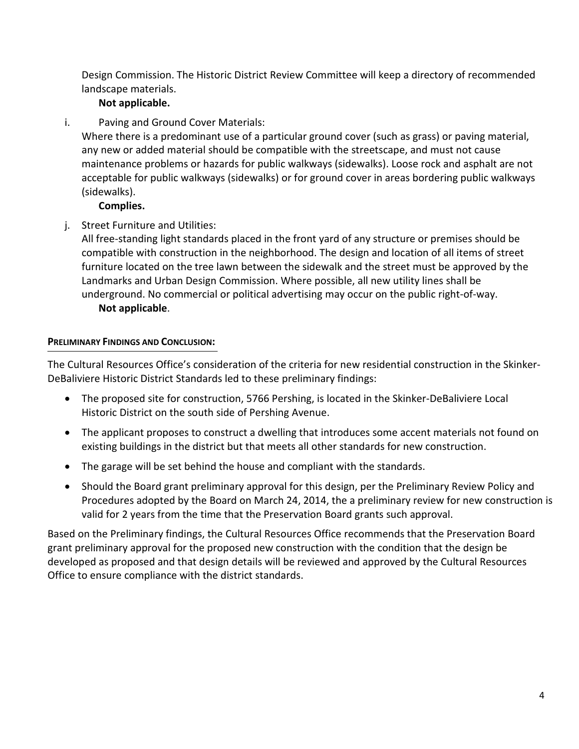Design Commission. The Historic District Review Committee will keep a directory of recommended landscape materials.

**Not applicable.**

i. Paving and Ground Cover Materials:
Where there is a predominant use of a particular ground cover (such as grass) or paving material, any new or added material should be compatible with the streetscape, and must not cause maintenance problems or hazards for public walkways (sidewalks). Loose rock and asphalt are not acceptable for public walkways (sidewalks) or for ground cover in areas bordering public walkways (sidewalks).

**Complies.**

j. Street Furniture and Utilities:
All free-standing light standards placed in the front yard of any structure or premises should be compatible with construction in the neighborhood. The design and location of all items of street furniture located on the tree lawn between the sidewalk and the street must be approved by the Landmarks and Urban Design Commission. Where possible, all new utility lines shall be underground. No commercial or political advertising may occur on the public right-of-way.

**Not applicable**.

**PRELIMINARY FINDINGS AND CONCLUSION:**

The Cultural Resources Office's consideration of the criteria for new residential construction in the Skinker-DeBaliviere Historic District Standards led to these preliminary findings:

- The proposed site for construction, 5766 Pershing, is located in the Skinker-DeBaliviere Local Historic District on the south side of Pershing Avenue.
- The applicant proposes to construct a dwelling that introduces some accent materials not found on existing buildings in the district but that meets all other standards for new construction.
- The garage will be set behind the house and compliant with the standards.
- Should the Board grant preliminary approval for this design, per the Preliminary Review Policy and Procedures adopted by the Board on March 24, 2014, the a preliminary review for new construction is valid for 2 years from the time that the Preservation Board grants such approval.

Based on the Preliminary findings, the Cultural Resources Office recommends that the Preservation Board grant preliminary approval for the proposed new construction with the condition that the design be developed as proposed and that design details will be reviewed and approved by the Cultural Resources Office to ensure compliance with the district standards.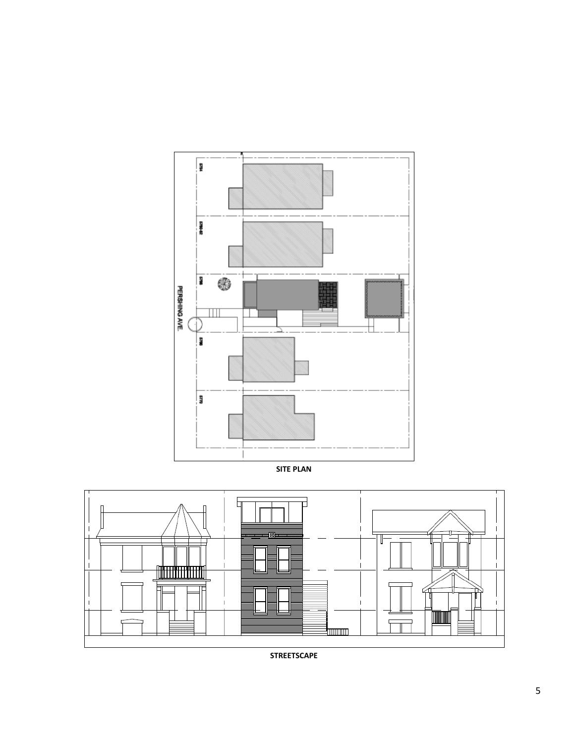SITE PLAN

STREETSCAPE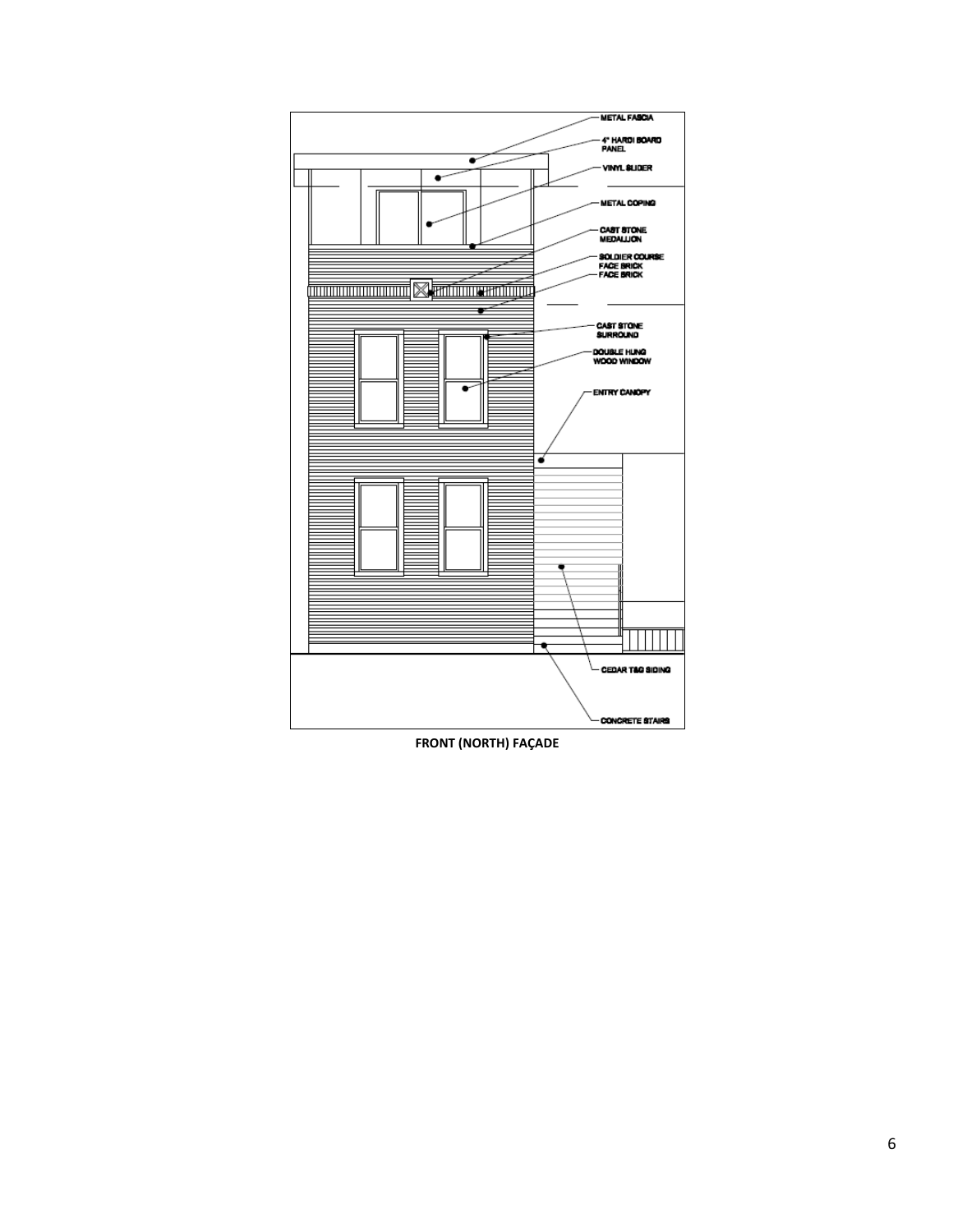**FRONT (NORTH) FAÇADE**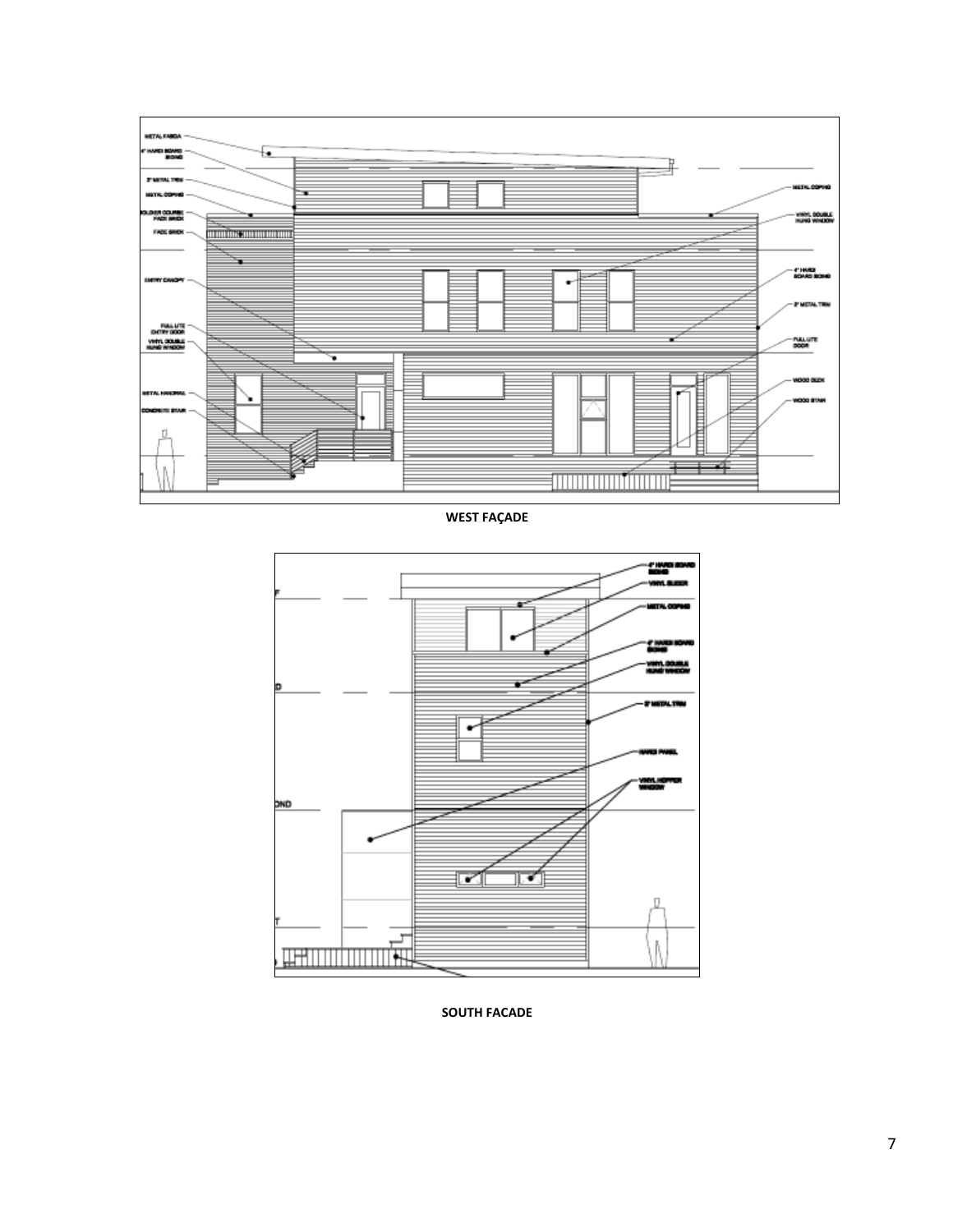WEST FAÇADE

SOUTH FACADE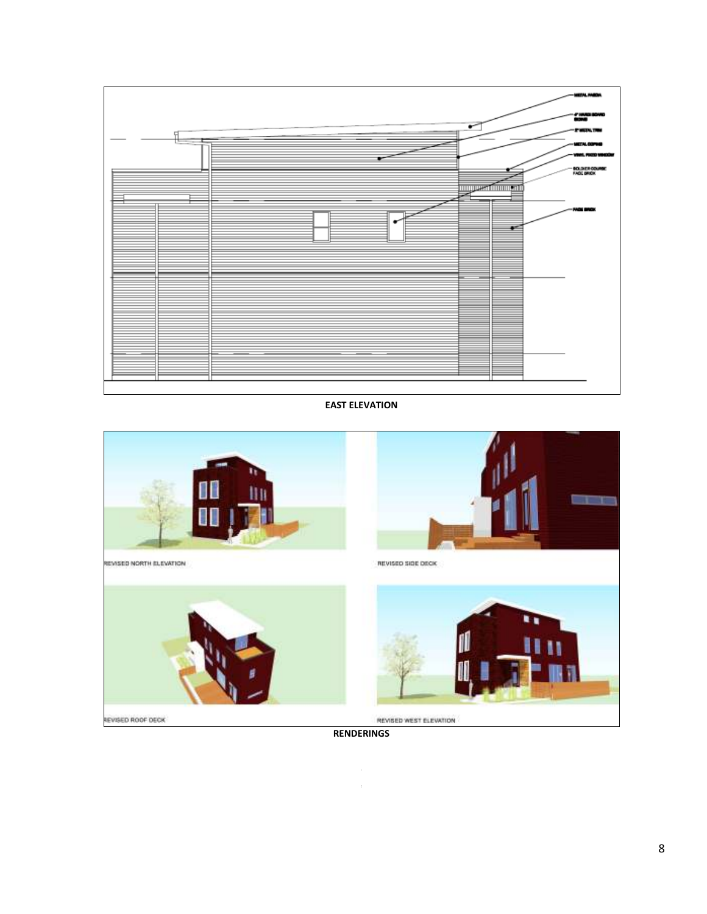**EAST ELEVATION**

REVISED NORTH ELEVATION

REVISED SIDE DECK

REVISED ROOF DECK

REVISED WEST ELEVATION

**RENDERINGS**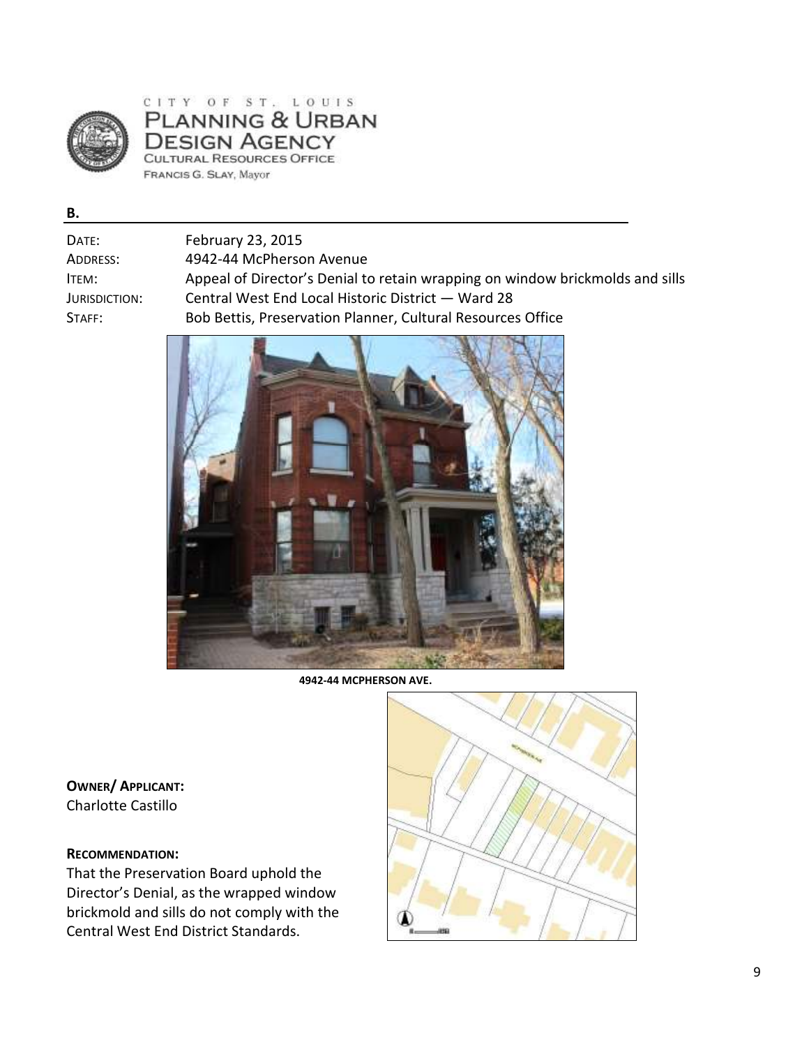CITY OF ST. LOUIS
PLANNING & URBAN DESIGN AGENCY
CULTURAL RESOURCES OFFICE
FRANCIS G. SLAY, Mayor

## B.

| | |
|---|---|
| DATE: | February 23, 2015 |
| ADDRESS: | 4942-44 McPherson Avenue |
| ITEM: | Appeal of Director's Denial to retain wrapping on window brickmolds and sills |
| JURISDICTION: | Central West End Local Historic District — Ward 28 |
| STAFF: | Bob Bettis, Preservation Planner, Cultural Resources Office |

**4942-44 MCPHERSON AVE.**

**OWNER/ APPLICANT:**
Charlotte Castillo

**RECOMMENDATION:**
That the Preservation Board uphold the Director's Denial, as the wrapped window brickmold and sills do not comply with the Central West End District Standards.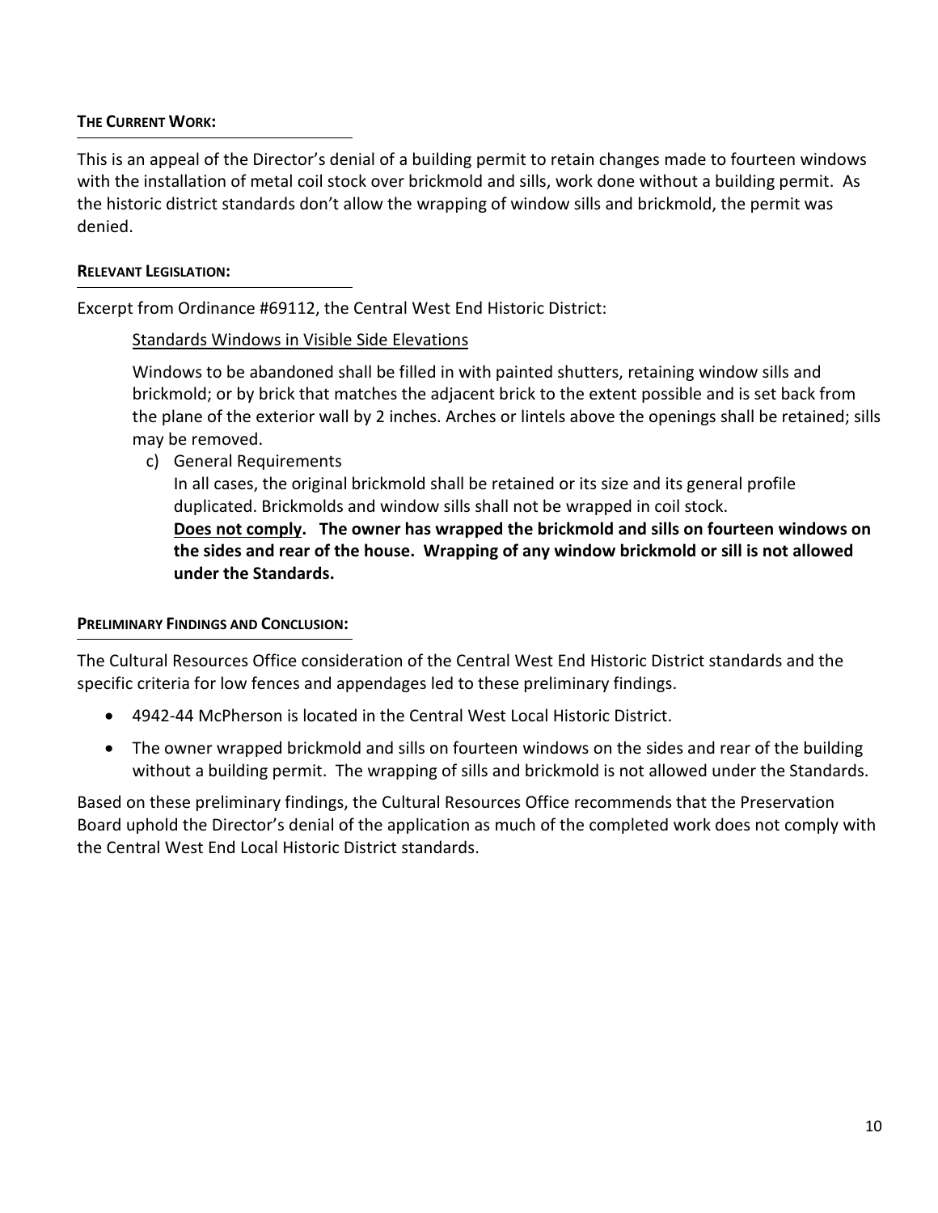**THE CURRENT WORK:**

This is an appeal of the Director's denial of a building permit to retain changes made to fourteen windows with the installation of metal coil stock over brickmold and sills, work done without a building permit. As the historic district standards don't allow the wrapping of window sills and brickmold, the permit was denied.

**RELEVANT LEGISLATION:**

Excerpt from Ordinance #69112, the Central West End Historic District:

> Standards Windows in Visible Side Elevations
>
> Windows to be abandoned shall be filled in with painted shutters, retaining window sills and brickmold; or by brick that matches the adjacent brick to the extent possible and is set back from the plane of the exterior wall by 2 inches. Arches or lintels above the openings shall be retained; sills may be removed.
>
> c) General Requirements
> In all cases, the original brickmold shall be retained or its size and its general profile duplicated. Brickmolds and window sills shall not be wrapped in coil stock.
> **Does not comply. The owner has wrapped the brickmold and sills on fourteen windows on the sides and rear of the house. Wrapping of any window brickmold or sill is not allowed under the Standards.**

**PRELIMINARY FINDINGS AND CONCLUSION:**

The Cultural Resources Office consideration of the Central West End Historic District standards and the specific criteria for low fences and appendages led to these preliminary findings.

- 4942-44 McPherson is located in the Central West Local Historic District.
- The owner wrapped brickmold and sills on fourteen windows on the sides and rear of the building without a building permit. The wrapping of sills and brickmold is not allowed under the Standards.

Based on these preliminary findings, the Cultural Resources Office recommends that the Preservation Board uphold the Director's denial of the application as much of the completed work does not comply with the Central West End Local Historic District standards.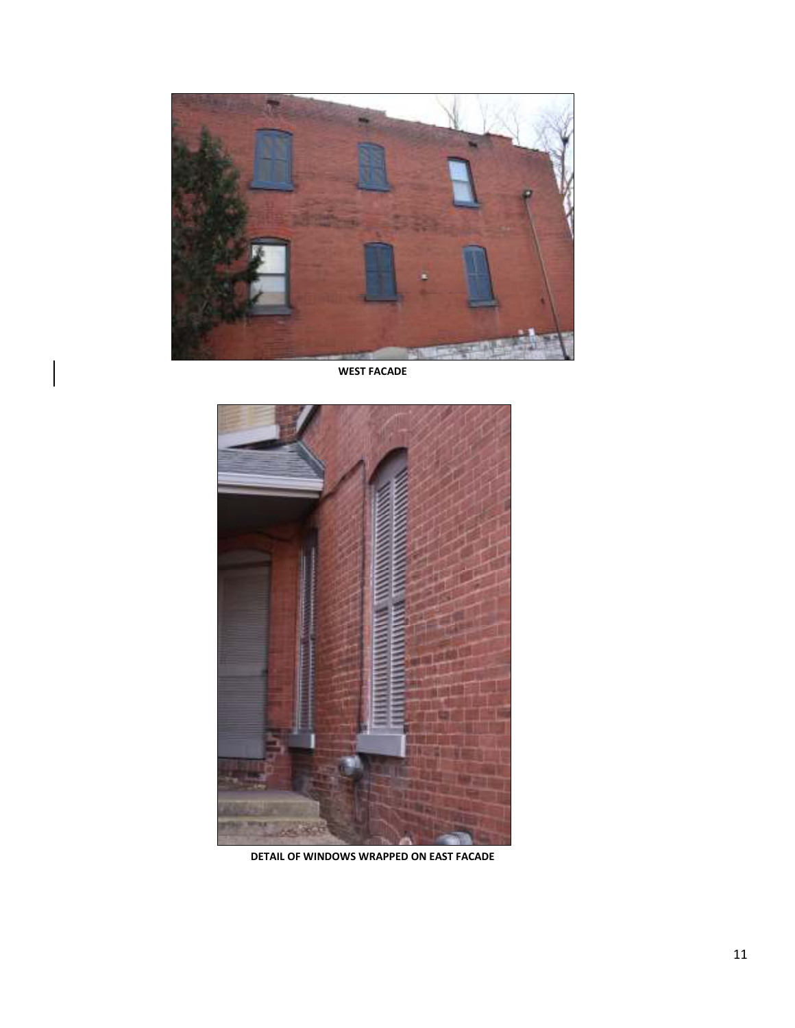**WEST FACADE**

**DETAIL OF WINDOWS WRAPPED ON EAST FACADE**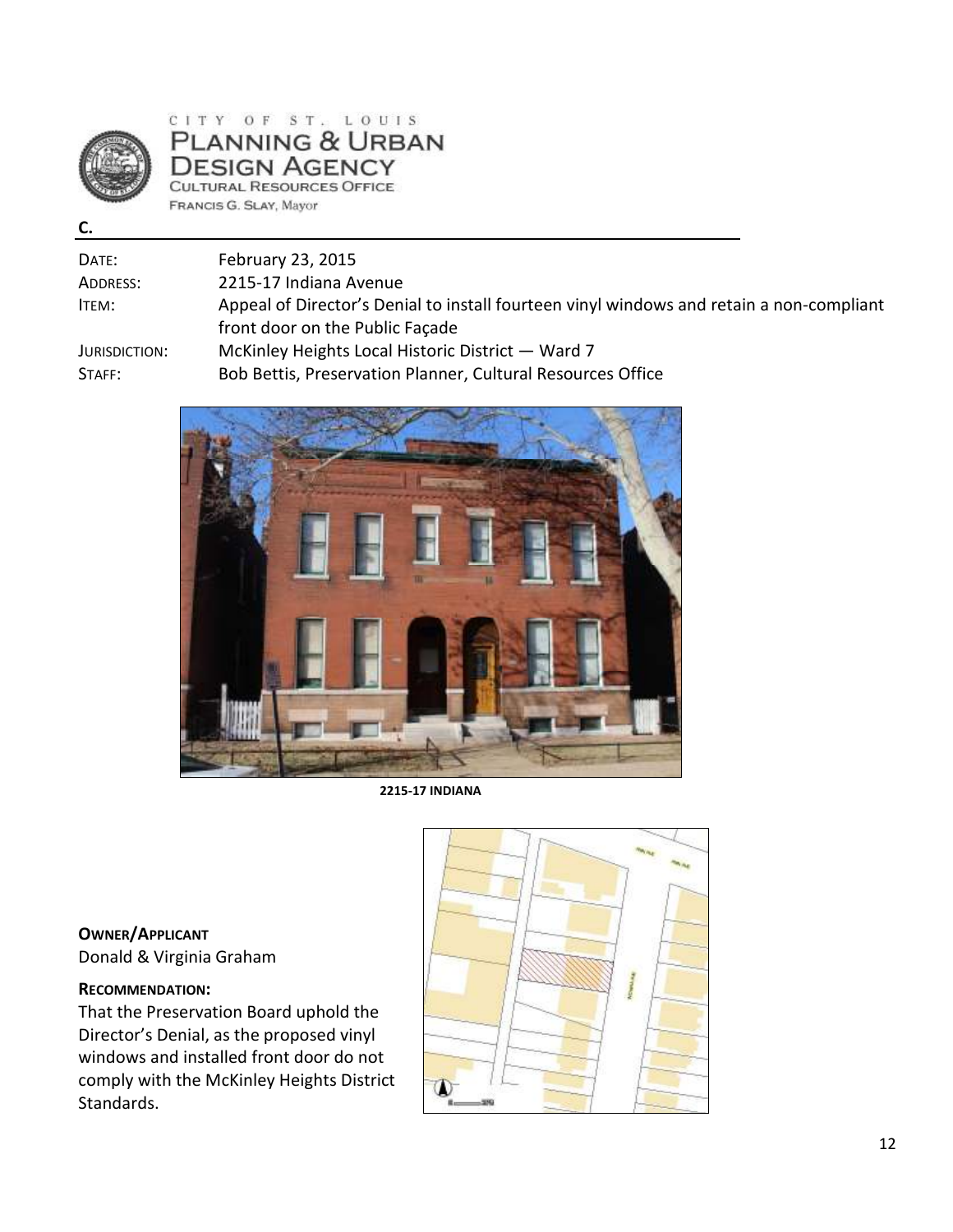CITY OF ST. LOUIS
PLANNING & URBAN DESIGN AGENCY
CULTURAL RESOURCES OFFICE
FRANCIS G. SLAY, Mayor

**C.**

| | |
|---|---|
| DATE: | February 23, 2015 |
| ADDRESS: | 2215-17 Indiana Avenue |
| ITEM: | Appeal of Director's Denial to install fourteen vinyl windows and retain a non-compliant front door on the Public Façade |
| JURISDICTION: | McKinley Heights Local Historic District — Ward 7 |
| STAFF: | Bob Bettis, Preservation Planner, Cultural Resources Office |

**2215-17 INDIANA**

**OWNER/APPLICANT**

Donald & Virginia Graham

**RECOMMENDATION:**

That the Preservation Board uphold the Director's Denial, as the proposed vinyl windows and installed front door do not comply with the McKinley Heights District Standards.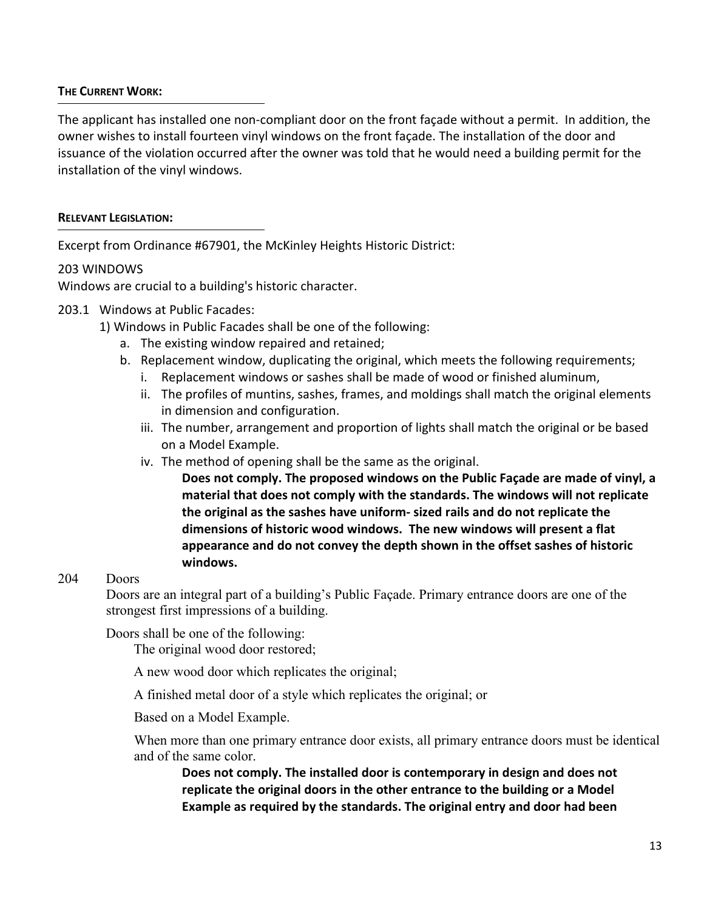**THE CURRENT WORK:**

The applicant has installed one non-compliant door on the front façade without a permit. In addition, the owner wishes to install fourteen vinyl windows on the front façade. The installation of the door and issuance of the violation occurred after the owner was told that he would need a building permit for the installation of the vinyl windows.

**RELEVANT LEGISLATION:**

Excerpt from Ordinance #67901, the McKinley Heights Historic District:

203 WINDOWS

Windows are crucial to a building's historic character.

203.1 Windows at Public Facades:

1) Windows in Public Facades shall be one of the following:

   a. The existing window repaired and retained;
   b. Replacement window, duplicating the original, which meets the following requirements;
      i. Replacement windows or sashes shall be made of wood or finished aluminum,
      ii. The profiles of muntins, sashes, frames, and moldings shall match the original elements in dimension and configuration.
      iii. The number, arrangement and proportion of lights shall match the original or be based on a Model Example.
      iv. The method of opening shall be the same as the original.

**Does not comply. The proposed windows on the Public Façade are made of vinyl, a material that does not comply with the standards. The windows will not replicate the original as the sashes have uniform- sized rails and do not replicate the dimensions of historic wood windows. The new windows will present a flat appearance and do not convey the depth shown in the offset sashes of historic windows.**

204 Doors

Doors are an integral part of a building's Public Façade. Primary entrance doors are one of the strongest first impressions of a building.

Doors shall be one of the following:

The original wood door restored;

A new wood door which replicates the original;

A finished metal door of a style which replicates the original; or

Based on a Model Example.

When more than one primary entrance door exists, all primary entrance doors must be identical and of the same color.

**Does not comply. The installed door is contemporary in design and does not replicate the original doors in the other entrance to the building or a Model Example as required by the standards. The original entry and door had been**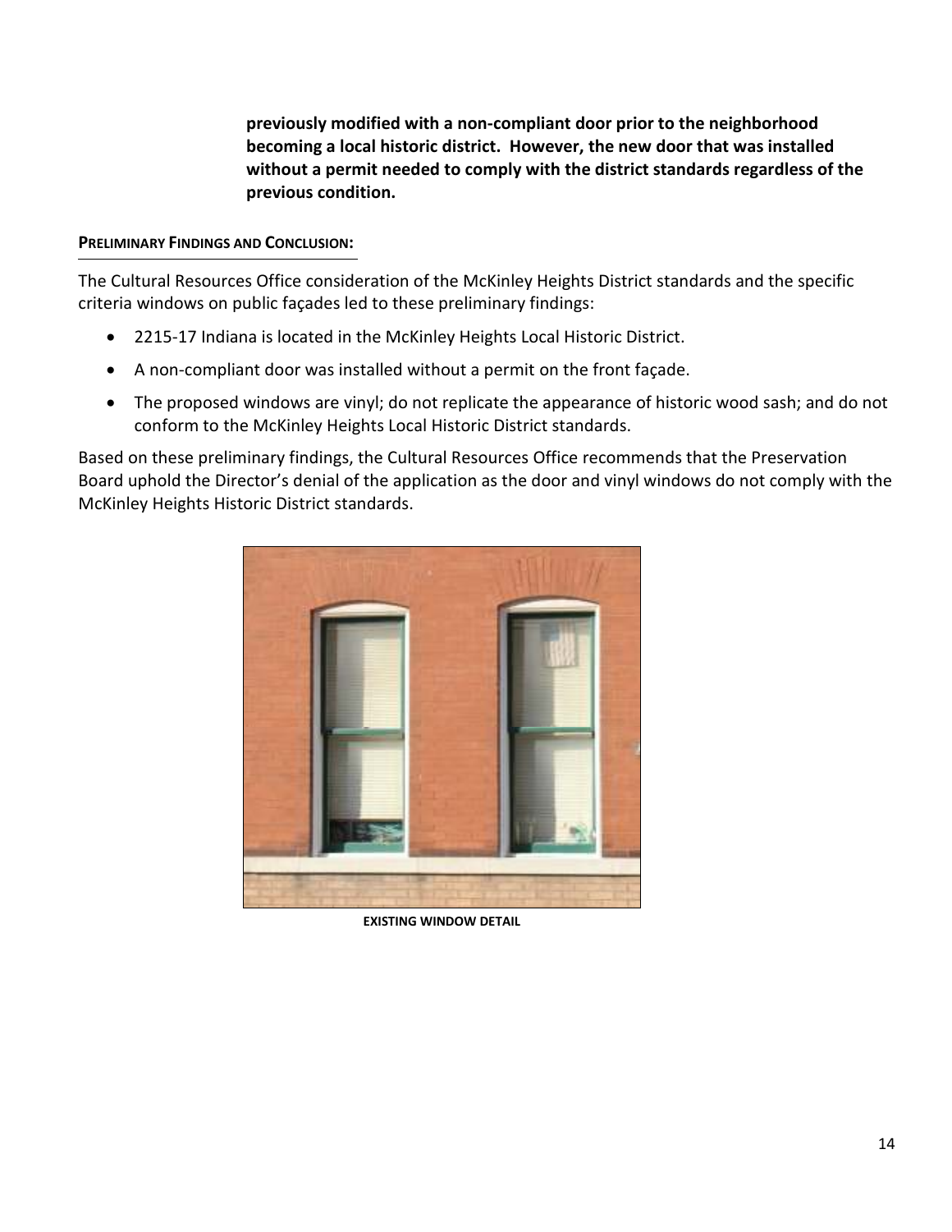**previously modified with a non-compliant door prior to the neighborhood becoming a local historic district. However, the new door that was installed without a permit needed to comply with the district standards regardless of the previous condition.**

**PRELIMINARY FINDINGS AND CONCLUSION:**

The Cultural Resources Office consideration of the McKinley Heights District standards and the specific criteria windows on public façades led to these preliminary findings:

- 2215-17 Indiana is located in the McKinley Heights Local Historic District.
- A non-compliant door was installed without a permit on the front façade.
- The proposed windows are vinyl; do not replicate the appearance of historic wood sash; and do not conform to the McKinley Heights Local Historic District standards.

Based on these preliminary findings, the Cultural Resources Office recommends that the Preservation Board uphold the Director's denial of the application as the door and vinyl windows do not comply with the McKinley Heights Historic District standards.

**EXISTING WINDOW DETAIL**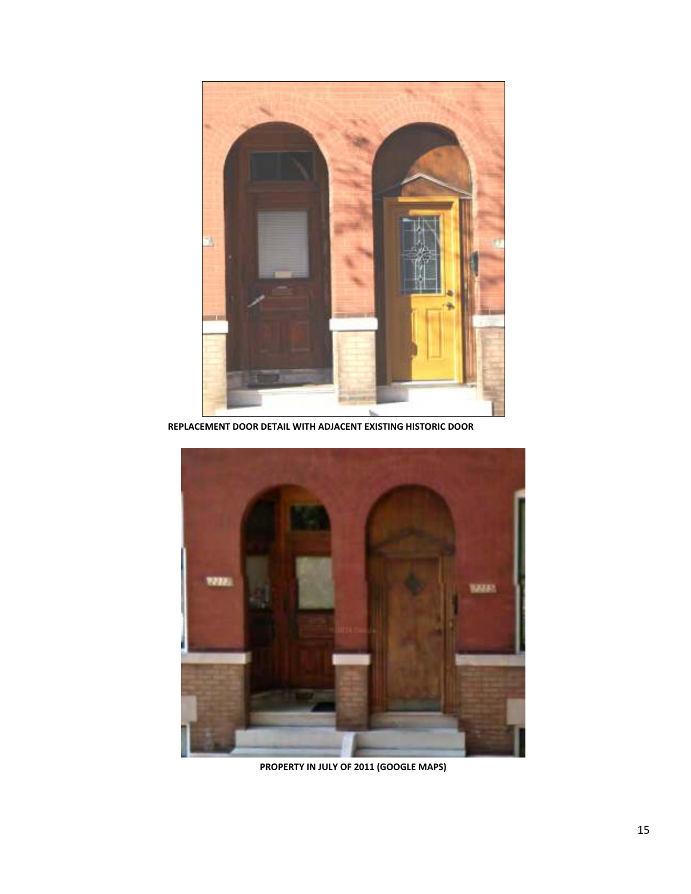**REPLACEMENT DOOR DETAIL WITH ADJACENT EXISTING HISTORIC DOOR**

**PROPERTY IN JULY OF 2011 (GOOGLE MAPS)**